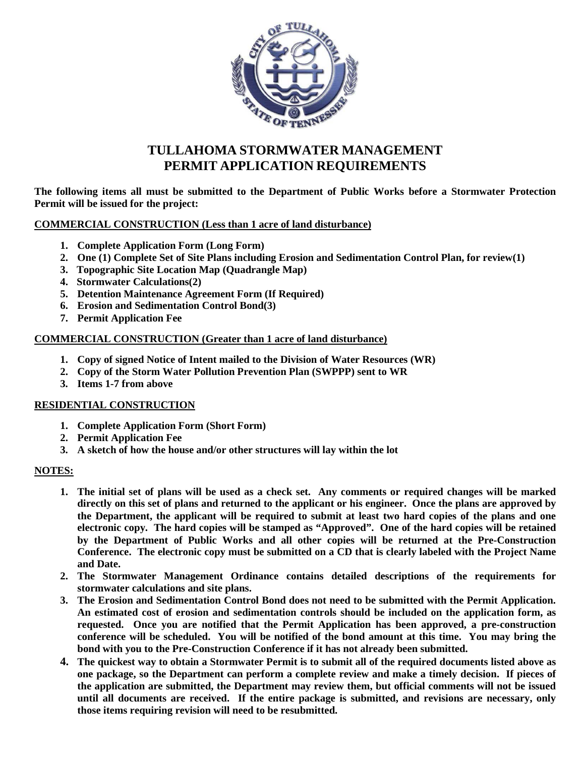# TULLAHOMA STORMWATER MANAGEMENT
# PERMIT APPLICATION REQUIREMENTS

**The following items all must be submitted to the Department of Public Works before a Stormwater Protection Permit will be issued for the project:**

## COMMERCIAL CONSTRUCTION (Less than 1 acre of land disturbance)

1. **Complete Application Form (Long Form)**
2. **One (1) Complete Set of Site Plans including Erosion and Sedimentation Control Plan, for review(1)**
3. **Topographic Site Location Map (Quadrangle Map)**
4. **Stormwater Calculations(2)**
5. **Detention Maintenance Agreement Form (If Required)**
6. **Erosion and Sedimentation Control Bond(3)**
7. **Permit Application Fee**

## COMMERCIAL CONSTRUCTION (Greater than 1 acre of land disturbance)

1. **Copy of signed Notice of Intent mailed to the Division of Water Resources (WR)**
2. **Copy of the Storm Water Pollution Prevention Plan (SWPPP) sent to WR**
3. **Items 1-7 from above**

## RESIDENTIAL CONSTRUCTION

1. **Complete Application Form (Short Form)**
2. **Permit Application Fee**
3. **A sketch of how the house and/or other structures will lay within the lot**

## NOTES:

1. **The initial set of plans will be used as a check set. Any comments or required changes will be marked directly on this set of plans and returned to the applicant or his engineer. Once the plans are approved by the Department, the applicant will be required to submit at least two hard copies of the plans and one electronic copy. The hard copies will be stamped as "Approved". One of the hard copies will be retained by the Department of Public Works and all other copies will be returned at the Pre-Construction Conference. The electronic copy must be submitted on a CD that is clearly labeled with the Project Name and Date.**
2. **The Stormwater Management Ordinance contains detailed descriptions of the requirements for stormwater calculations and site plans.**
3. **The Erosion and Sedimentation Control Bond does not need to be submitted with the Permit Application. An estimated cost of erosion and sedimentation controls should be included on the application form, as requested. Once you are notified that the Permit Application has been approved, a pre-construction conference will be scheduled. You will be notified of the bond amount at this time. You may bring the bond with you to the Pre-Construction Conference if it has not already been submitted.**
4. **The quickest way to obtain a Stormwater Permit is to submit all of the required documents listed above as one package, so the Department can perform a complete review and make a timely decision. If pieces of the application are submitted, the Department may review them, but official comments will not be issued until all documents are received. If the entire package is submitted, and revisions are necessary, only those items requiring revision will need to be resubmitted.**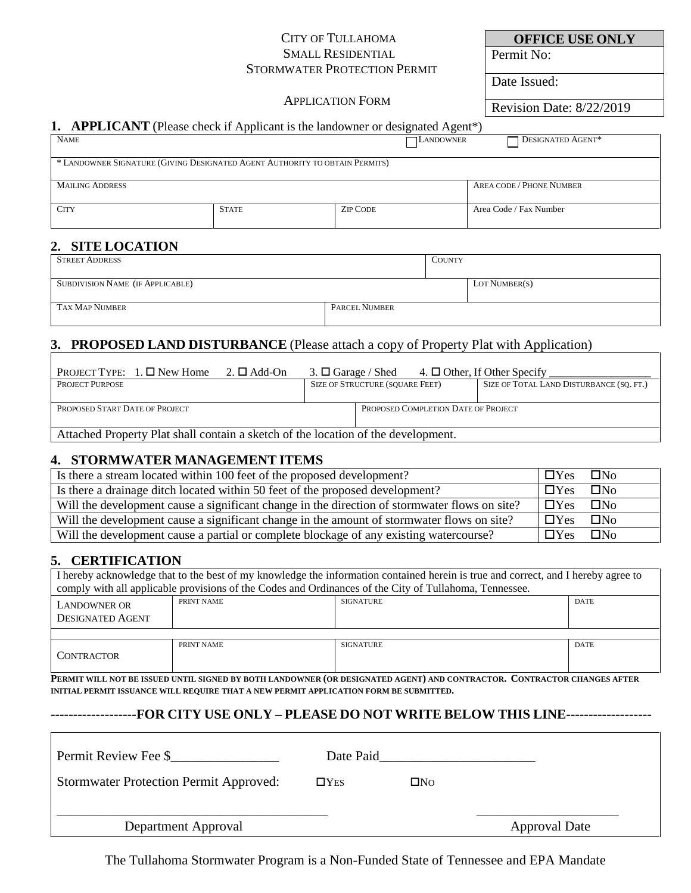CITY OF TULLAHOMA
SMALL RESIDENTIAL
STORMWATER PROTECTION PERMIT

APPLICATION FORM

| **OFFICE USE ONLY** |
| --- |
| Permit No: |
| Date Issued: |
| Revision Date: 8/22/2019 |

## 1. APPLICANT (Please check if Applicant is the landowner or designated Agent*)

| NAME | | ☐ LANDOWNER | ☐ DESIGNATED AGENT* |
| --- | --- | --- | --- |
| * LANDOWNER SIGNATURE (GIVING DESIGNATED AGENT AUTHORITY TO OBTAIN PERMITS) | | | |
| MAILING ADDRESS | | | AREA CODE / PHONE NUMBER |
| CITY | STATE | ZIP CODE | Area Code / Fax Number |

## 2. SITE LOCATION

| STREET ADDRESS | | COUNTY |
| --- | --- | --- |
| SUBDIVISION NAME (IF APPLICABLE) | | LOT NUMBER(S) |
| TAX MAP NUMBER | PARCEL NUMBER | |

## 3. PROPOSED LAND DISTURBANCE (Please attach a copy of Property Plat with Application)

PROJECT TYPE: 1. ☐ New Home 2. ☐ Add-On 3. ☐ Garage / Shed 4. ☐ Other, If Other Specify ________________

| PROJECT PURPOSE | SIZE OF STRUCTURE (SQUARE FEET) | SIZE OF TOTAL LAND DISTURBANCE (SQ. FT.) |
| --- | --- | --- |
| PROPOSED START DATE OF PROJECT | PROPOSED COMPLETION DATE OF PROJECT | |

Attached Property Plat shall contain a sketch of the location of the development.

## 4. STORMWATER MANAGEMENT ITEMS

| Question | Answer |
| --- | --- |
| Is there a stream located within 100 feet of the proposed development? | ☐Yes ☐No |
| Is there a drainage ditch located within 50 feet of the proposed development? | ☐Yes ☐No |
| Will the development cause a significant change in the direction of stormwater flows on site? | ☐Yes ☐No |
| Will the development cause a significant change in the amount of stormwater flows on site? | ☐Yes ☐No |
| Will the development cause a partial or complete blockage of any existing watercourse? | ☐Yes ☐No |

## 5. CERTIFICATION

I hereby acknowledge that to the best of my knowledge the information contained herein is true and correct, and I hereby agree to comply with all applicable provisions of the Codes and Ordinances of the City of Tullahoma, Tennessee.

| | PRINT NAME | SIGNATURE | DATE |
| --- | --- | --- | --- |
| LANDOWNER OR DESIGNATED AGENT | | | |
| CONTRACTOR | | | |

**PERMIT WILL NOT BE ISSUED UNTIL SIGNED BY BOTH LANDOWNER (OR DESIGNATED AGENT) AND CONTRACTOR. CONTRACTOR CHANGES AFTER INITIAL PERMIT ISSUANCE WILL REQUIRE THAT A NEW PERMIT APPLICATION FORM BE SUBMITTED.**

**-------------------FOR CITY USE ONLY – PLEASE DO NOT WRITE BELOW THIS LINE------------------**

Permit Review Fee $________________ Date Paid_______________________

Stormwater Protection Permit Approved: ☐YES ☐NO

________________________________________ ______________________

Department Approval Approval Date

The Tullahoma Stormwater Program is a Non-Funded State of Tennessee and EPA Mandate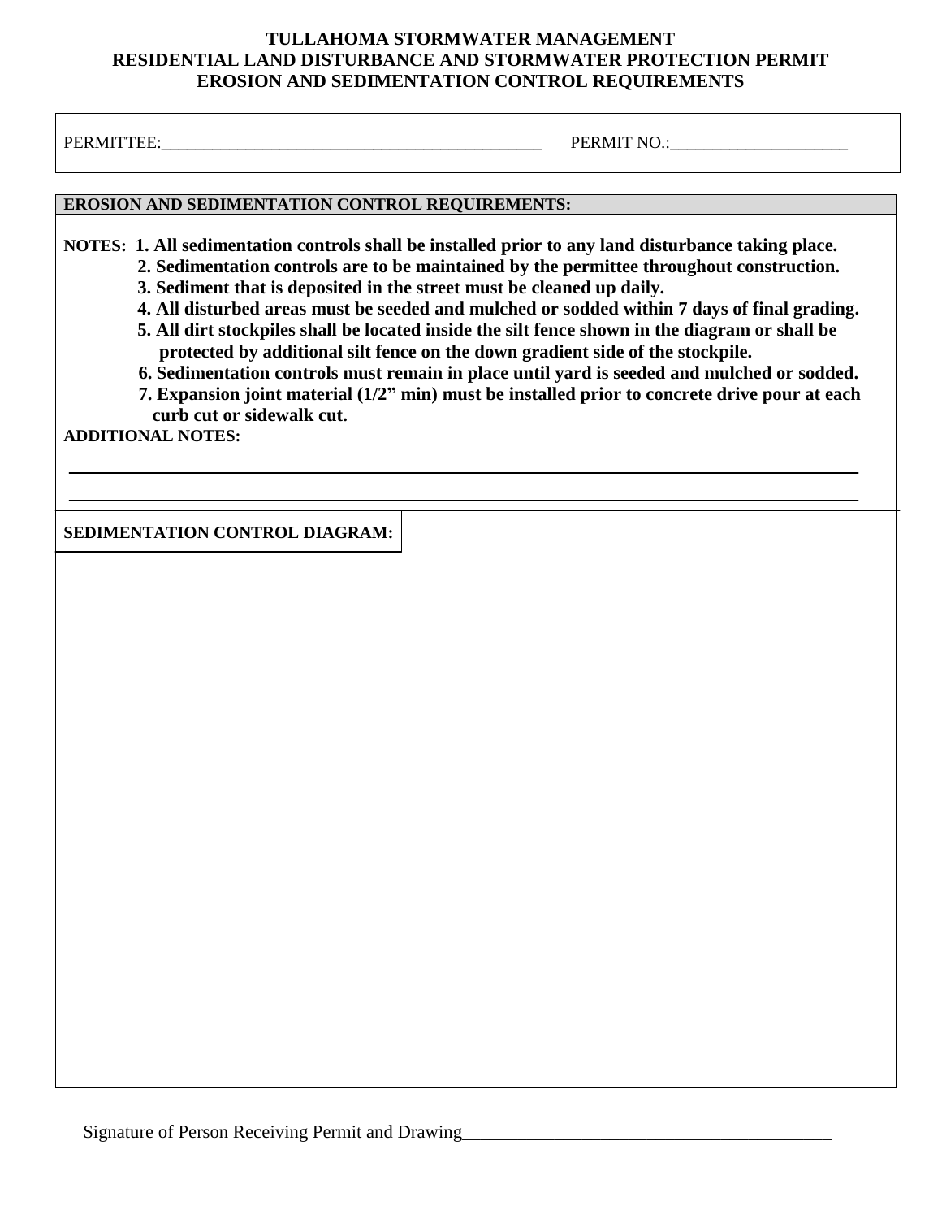# TULLAHOMA STORMWATER MANAGEMENT
## RESIDENTIAL LAND DISTURBANCE AND STORMWATER PROTECTION PERMIT
## EROSION AND SEDIMENTATION CONTROL REQUIREMENTS

PERMITTEE:_______________________________________________ PERMIT NO.:_____________________

**EROSION AND SEDIMENTATION CONTROL REQUIREMENTS:**

**NOTES:**

1. **All sedimentation controls shall be installed prior to any land disturbance taking place.**
2. **Sedimentation controls are to be maintained by the permittee throughout construction.**
3. **Sediment that is deposited in the street must be cleaned up daily.**
4. **All disturbed areas must be seeded and mulched or sodded within 7 days of final grading.**
5. **All dirt stockpiles shall be located inside the silt fence shown in the diagram or shall be protected by additional silt fence on the down gradient side of the stockpile.**
6. **Sedimentation controls must remain in place until yard is seeded and mulched or sodded.**
7. **Expansion joint material (1/2" min) must be installed prior to concrete drive pour at each curb cut or sidewalk cut.**

**ADDITIONAL NOTES:** ____________________________________________________________________________

______________________________________________________________________________________________

______________________________________________________________________________________________

**SEDIMENTATION CONTROL DIAGRAM:**

Signature of Person Receiving Permit and Drawing________________________________________